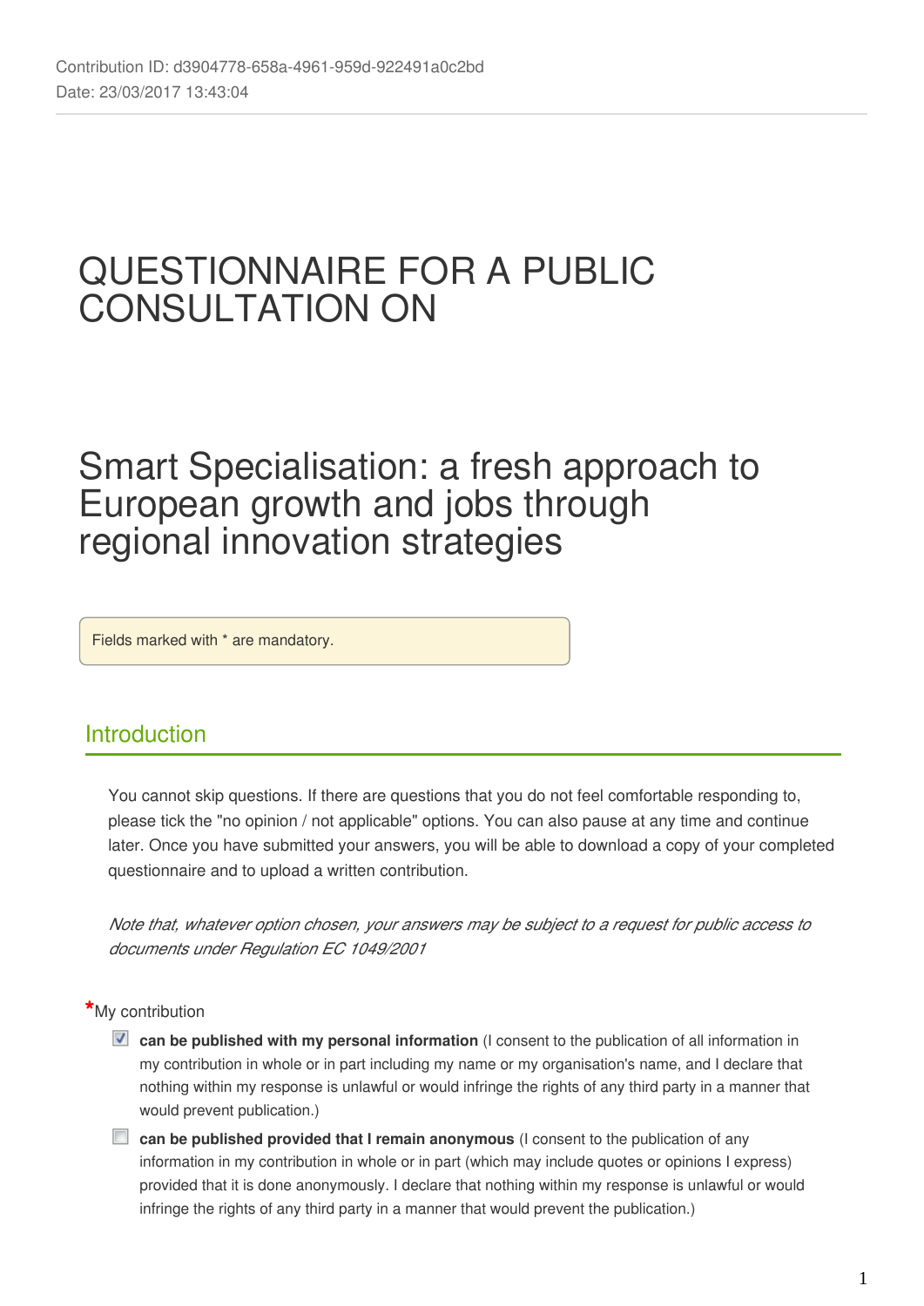Contribution ID: d3904778-658a-4961-959d-922491a0c2bd
Date: 23/03/2017 13:43:04

# QUESTIONNAIRE FOR A PUBLIC CONSULTATION ON

# Smart Specialisation: a fresh approach to European growth and jobs through regional innovation strategies

Fields marked with * are mandatory.

## Introduction

You cannot skip questions. If there are questions that you do not feel comfortable responding to, please tick the "no opinion / not applicable" options. You can also pause at any time and continue later. Once you have submitted your answers, you will be able to download a copy of your completed questionnaire and to upload a written contribution.

*Note that, whatever option chosen, your answers may be subject to a request for public access to documents under Regulation EC 1049/2001*

*My contribution

- [x] **can be published with my personal information** (I consent to the publication of all information in my contribution in whole or in part including my name or my organisation's name, and I declare that nothing within my response is unlawful or would infringe the rights of any third party in a manner that would prevent publication.)
- [ ] **can be published provided that I remain anonymous** (I consent to the publication of any information in my contribution in whole or in part (which may include quotes or opinions I express) provided that it is done anonymously. I declare that nothing within my response is unlawful or would infringe the rights of any third party in a manner that would prevent the publication.)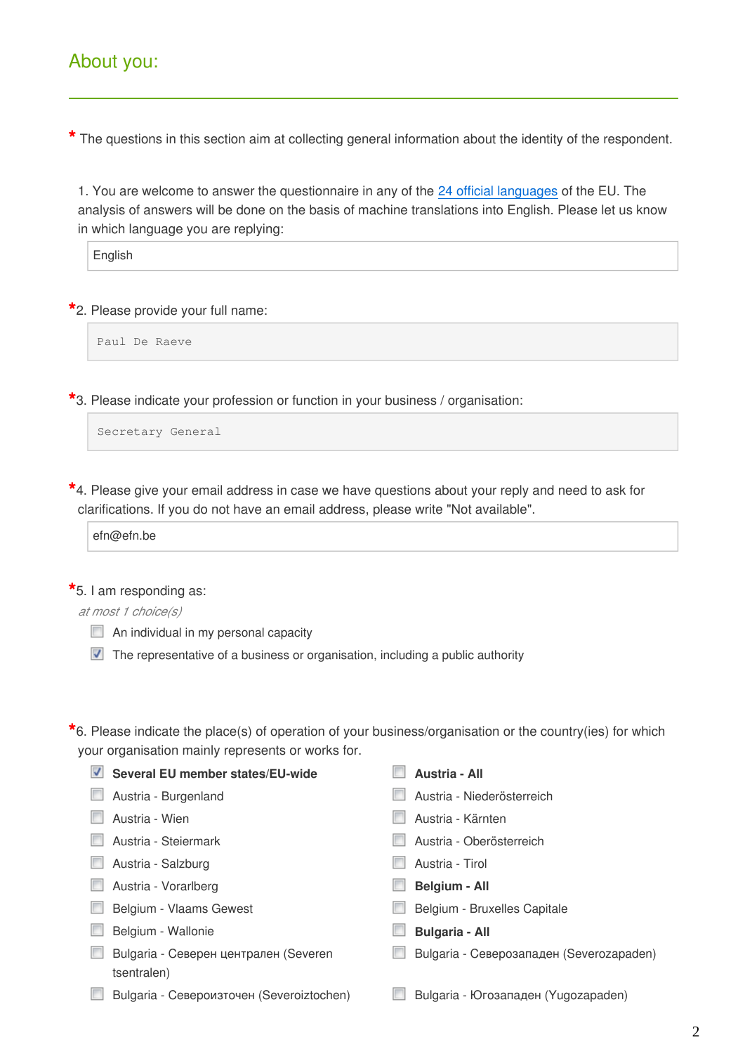## About you:

\* The questions in this section aim at collecting general information about the identity of the respondent.

1. You are welcome to answer the questionnaire in any of the 24 official languages of the EU. The analysis of answers will be done on the basis of machine translations into English. Please let us know in which language you are replying:

English

\*2. Please provide your full name:

Paul De Raeve

\*3. Please indicate your profession or function in your business / organisation:

Secretary General

\*4. Please give your email address in case we have questions about your reply and need to ask for clarifications. If you do not have an email address, please write "Not available".

efn@efn.be

\*5. I am responding as:

*at most 1 choice(s)*

- [ ] An individual in my personal capacity
- [x] The representative of a business or organisation, including a public authority

\*6. Please indicate the place(s) of operation of your business/organisation or the country(ies) for which your organisation mainly represents or works for.

- [x] **Several EU member states/EU-wide**
- [ ] **Austria - All**
- [ ] Austria - Burgenland
- [ ] Austria - Niederösterreich
- [ ] Austria - Wien
- [ ] Austria - Kärnten
- [ ] Austria - Steiermark
- [ ] Austria - Oberösterreich
- [ ] Austria - Salzburg
- [ ] Austria - Tirol
- [ ] Austria - Vorarlberg
- [ ] **Belgium - All**
- [ ] Belgium - Vlaams Gewest
- [ ] Belgium - Bruxelles Capitale
- [ ] Belgium - Wallonie
- [ ] **Bulgaria - All**
- [ ] Bulgaria - Северен централен (Severen tsentralen)
- [ ] Bulgaria - Северозападен (Severozapaden)
- [ ] Bulgaria - Североизточен (Severoiztochen)
- [ ] Bulgaria - Югозападен (Yugozapaden)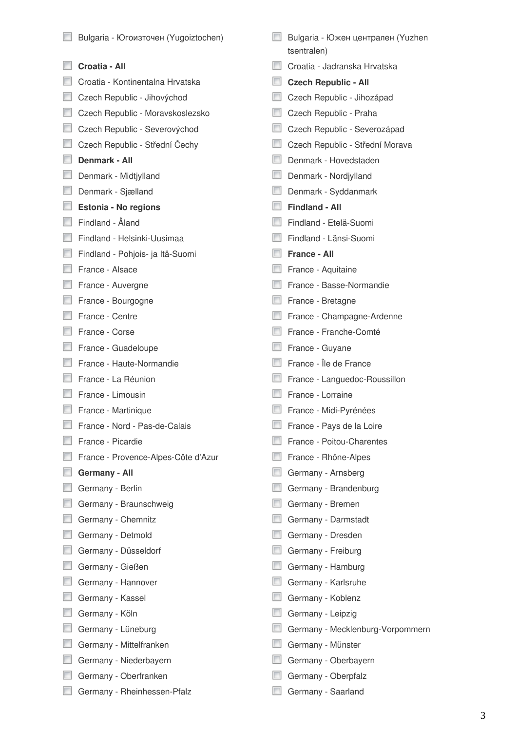- [ ] Bulgaria - Югоизточен (Yugoiztochen)
- [ ] Bulgaria - Южен централен (Yuzhen tsentralen)
- [ ] **Croatia - All**
- [ ] Croatia - Jadranska Hrvatska
- [ ] Croatia - Kontinentalna Hrvatska
- [ ] **Czech Republic - All**
- [ ] Czech Republic - Jihovýchod
- [ ] Czech Republic - Jihozápad
- [ ] Czech Republic - Moravskoslezsko
- [ ] Czech Republic - Praha
- [ ] Czech Republic - Severovýchod
- [ ] Czech Republic - Severozápad
- [ ] Czech Republic - Střední Čechy
- [ ] Czech Republic - Střední Morava
- [ ] **Denmark - All**
- [ ] Denmark - Hovedstaden
- [ ] Denmark - Midtjylland
- [ ] Denmark - Nordjylland
- [ ] Denmark - Sjælland
- [ ] Denmark - Syddanmark
- [ ] **Estonia - No regions**
- [ ] **Findland - All**
- [ ] Findland - Åland
- [ ] Findland - Etelä-Suomi
- [ ] Findland - Helsinki-Uusimaa
- [ ] Findland - Länsi-Suomi
- [ ] Findland - Pohjois- ja Itä-Suomi
- [ ] **France - All**
- [ ] France - Alsace
- [ ] France - Aquitaine
- [ ] France - Auvergne
- [ ] France - Basse-Normandie
- [ ] France - Bourgogne
- [ ] France - Bretagne
- [ ] France - Centre
- [ ] France - Champagne-Ardenne
- [ ] France - Corse
- [ ] France - Franche-Comté
- [ ] France - Guadeloupe
- [ ] France - Guyane
- [ ] France - Haute-Normandie
- [ ] France - Île de France
- [ ] France - La Réunion
- [ ] France - Languedoc-Roussillon
- [ ] France - Limousin
- [ ] France - Lorraine
- [ ] France - Martinique
- [ ] France - Midi-Pyrénées
- [ ] France - Nord - Pas-de-Calais
- [ ] France - Pays de la Loire
- [ ] France - Picardie
- [ ] France - Poitou-Charentes
- [ ] France - Provence-Alpes-Côte d'Azur
- [ ] France - Rhône-Alpes
- [ ] **Germany - All**
- [ ] Germany - Arnsberg
- [ ] Germany - Berlin
- [ ] Germany - Brandenburg
- [ ] Germany - Braunschweig
- [ ] Germany - Bremen
- [ ] Germany - Chemnitz
- [ ] Germany - Darmstadt
- [ ] Germany - Detmold
- [ ] Germany - Dresden
- [ ] Germany - Düsseldorf
- [ ] Germany - Freiburg
- [ ] Germany - Gießen
- [ ] Germany - Hamburg
- [ ] Germany - Hannover
- [ ] Germany - Karlsruhe
- [ ] Germany - Kassel
- [ ] Germany - Koblenz
- [ ] Germany - Köln
- [ ] Germany - Leipzig
- [ ] Germany - Lüneburg
- [ ] Germany - Mecklenburg-Vorpommern
- [ ] Germany - Mittelfranken
- [ ] Germany - Münster
- [ ] Germany - Niederbayern
- [ ] Germany - Oberbayern
- [ ] Germany - Oberfranken
- [ ] Germany - Oberpfalz
- [ ] Germany - Rheinhessen-Pfalz
- [ ] Germany - Saarland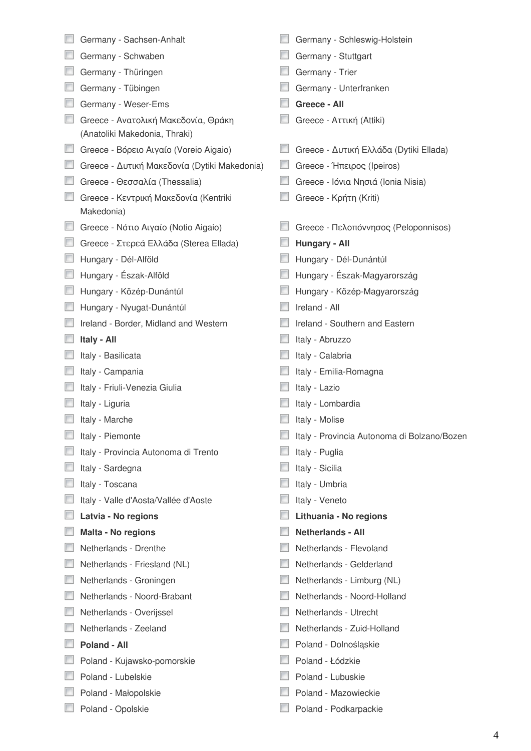- [ ] Germany - Sachsen-Anhalt
- [ ] Germany - Schleswig-Holstein
- [ ] Germany - Schwaben
- [ ] Germany - Stuttgart
- [ ] Germany - Thüringen
- [ ] Germany - Trier
- [ ] Germany - Tübingen
- [ ] Germany - Unterfranken
- [ ] Germany - Weser-Ems
- [ ] **Greece - All**
- [ ] Greece - Ανατολική Μακεδονία, Θράκη (Anatoliki Makedonia, Thraki)
- [ ] Greece - Αττική (Attiki)
- [ ] Greece - Βόρειο Αιγαίο (Voreio Aigaio)
- [ ] Greece - Δυτική Ελλάδα (Dytiki Ellada)
- [ ] Greece - Δυτική Μακεδονία (Dytiki Makedonia)
- [ ] Greece - Ήπειρος (Ipeiros)
- [ ] Greece - Θεσσαλία (Thessalia)
- [ ] Greece - Ιόνια Νησιά (Ionia Nisia)
- [ ] Greece - Κεντρική Μακεδονία (Kentriki Makedonia)
- [ ] Greece - Κρήτη (Kriti)
- [ ] Greece - Νότιο Αιγαίο (Notio Aigaio)
- [ ] Greece - Πελοπόννησος (Peloponnisos)
- [ ] Greece - Στερεά Ελλάδα (Sterea Ellada)
- [ ] **Hungary - All**
- [ ] Hungary - Dél-Alföld
- [ ] Hungary - Dél-Dunántúl
- [ ] Hungary - Észak-Alföld
- [ ] Hungary - Észak-Magyarország
- [ ] Hungary - Közép-Dunántúl
- [ ] Hungary - Közép-Magyarország
- [ ] Hungary - Nyugat-Dunántúl
- [ ] Ireland - All
- [ ] Ireland - Border, Midland and Western
- [ ] Ireland - Southern and Eastern
- [ ] **Italy - All**
- [ ] Italy - Abruzzo
- [ ] Italy - Basilicata
- [ ] Italy - Calabria
- [ ] Italy - Campania
- [ ] Italy - Emilia-Romagna
- [ ] Italy - Friuli-Venezia Giulia
- [ ] Italy - Lazio
- [ ] Italy - Liguria
- [ ] Italy - Lombardia
- [ ] Italy - Marche
- [ ] Italy - Molise
- [ ] Italy - Piemonte
- [ ] Italy - Provincia Autonoma di Bolzano/Bozen
- [ ] Italy - Provincia Autonoma di Trento
- [ ] Italy - Puglia
- [ ] Italy - Sardegna
- [ ] Italy - Sicilia
- [ ] Italy - Toscana
- [ ] Italy - Umbria
- [ ] Italy - Valle d'Aosta/Vallée d'Aoste
- [ ] Italy - Veneto
- [ ] **Latvia - No regions**
- [ ] **Lithuania - No regions**
- [ ] **Malta - No regions**
- [ ] **Netherlands - All**
- [ ] Netherlands - Drenthe
- [ ] Netherlands - Flevoland
- [ ] Netherlands - Friesland (NL)
- [ ] Netherlands - Gelderland
- [ ] Netherlands - Groningen
- [ ] Netherlands - Limburg (NL)
- [ ] Netherlands - Noord-Brabant
- [ ] Netherlands - Noord-Holland
- [ ] Netherlands - Overijssel
- [ ] Netherlands - Utrecht
- [ ] Netherlands - Zeeland
- [ ] Netherlands - Zuid-Holland
- [ ] **Poland - All**
- [ ] Poland - Dolnośląskie
- [ ] Poland - Kujawsko-pomorskie
- [ ] Poland - Łódzkie
- [ ] Poland - Lubelskie
- [ ] Poland - Lubuskie
- [ ] Poland - Małopolskie
- [ ] Poland - Mazowieckie
- [ ] Poland - Opolskie
- [ ] Poland - Podkarpackie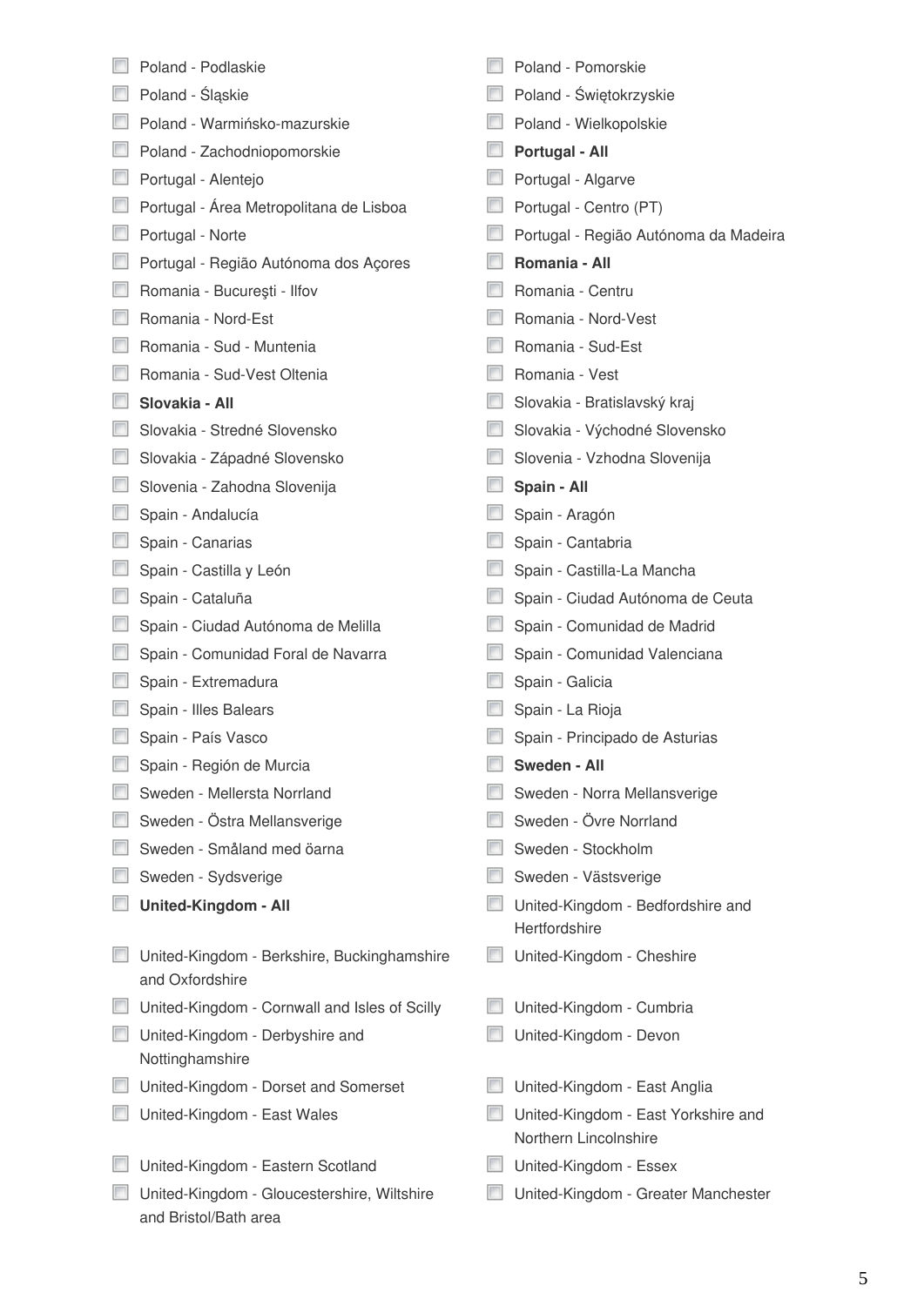- [ ] Poland - Podlaskie
- [ ] Poland - Pomorskie
- [ ] Poland - Śląskie
- [ ] Poland - Świętokrzyskie
- [ ] Poland - Warmińsko-mazurskie
- [ ] Poland - Wielkopolskie
- [ ] Poland - Zachodniopomorskie
- [ ] **Portugal - All**
- [ ] Portugal - Alentejo
- [ ] Portugal - Algarve
- [ ] Portugal - Área Metropolitana de Lisboa
- [ ] Portugal - Centro (PT)
- [ ] Portugal - Norte
- [ ] Portugal - Região Autónoma da Madeira
- [ ] Portugal - Região Autónoma dos Açores
- [ ] **Romania - All**
- [ ] Romania - Bucureşti - Ilfov
- [ ] Romania - Centru
- [ ] Romania - Nord-Est
- [ ] Romania - Nord-Vest
- [ ] Romania - Sud - Muntenia
- [ ] Romania - Sud-Est
- [ ] Romania - Sud-Vest Oltenia
- [ ] Romania - Vest
- [ ] **Slovakia - All**
- [ ] Slovakia - Bratislavský kraj
- [ ] Slovakia - Stredné Slovensko
- [ ] Slovakia - Východné Slovensko
- [ ] Slovakia - Západné Slovensko
- [ ] Slovenia - Vzhodna Slovenija
- [ ] Slovenia - Zahodna Slovenija
- [ ] **Spain - All**
- [ ] Spain - Andalucía
- [ ] Spain - Aragón
- [ ] Spain - Canarias
- [ ] Spain - Cantabria
- [ ] Spain - Castilla y León
- [ ] Spain - Castilla-La Mancha
- [ ] Spain - Cataluña
- [ ] Spain - Ciudad Autónoma de Ceuta
- [ ] Spain - Ciudad Autónoma de Melilla
- [ ] Spain - Comunidad de Madrid
- [ ] Spain - Comunidad Foral de Navarra
- [ ] Spain - Comunidad Valenciana
- [ ] Spain - Extremadura
- [ ] Spain - Galicia
- [ ] Spain - Illes Balears
- [ ] Spain - La Rioja
- [ ] Spain - País Vasco
- [ ] Spain - Principado de Asturias
- [ ] Spain - Región de Murcia
- [ ] **Sweden - All**
- [ ] Sweden - Mellersta Norrland
- [ ] Sweden - Norra Mellansverige
- [ ] Sweden - Östra Mellansverige
- [ ] Sweden - Övre Norrland
- [ ] Sweden - Småland med öarna
- [ ] Sweden - Stockholm
- [ ] Sweden - Sydsverige
- [ ] Sweden - Västsverige
- [ ] **United-Kingdom - All**
- [ ] United-Kingdom - Bedfordshire and Hertfordshire
- [ ] United-Kingdom - Berkshire, Buckinghamshire and Oxfordshire
- [ ] United-Kingdom - Cheshire
- [ ] United-Kingdom - Cornwall and Isles of Scilly
- [ ] United-Kingdom - Cumbria
- [ ] United-Kingdom - Derbyshire and Nottinghamshire
- [ ] United-Kingdom - Devon
- [ ] United-Kingdom - Dorset and Somerset
- [ ] United-Kingdom - East Anglia
- [ ] United-Kingdom - East Wales
- [ ] United-Kingdom - East Yorkshire and Northern Lincolnshire
- [ ] United-Kingdom - Eastern Scotland
- [ ] United-Kingdom - Essex
- [ ] United-Kingdom - Gloucestershire, Wiltshire and Bristol/Bath area
- [ ] United-Kingdom - Greater Manchester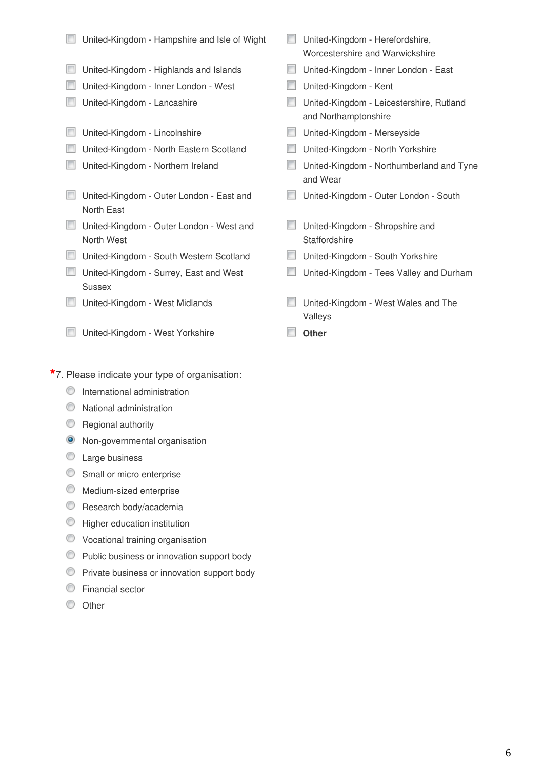- [ ] United-Kingdom - Hampshire and Isle of Wight
- [ ] United-Kingdom - Herefordshire, Worcestershire and Warwickshire
- [ ] United-Kingdom - Highlands and Islands
- [ ] United-Kingdom - Inner London - East
- [ ] United-Kingdom - Inner London - West
- [ ] United-Kingdom - Kent
- [ ] United-Kingdom - Lancashire
- [ ] United-Kingdom - Leicestershire, Rutland and Northamptonshire
- [ ] United-Kingdom - Lincolnshire
- [ ] United-Kingdom - Merseyside
- [ ] United-Kingdom - North Eastern Scotland
- [ ] United-Kingdom - North Yorkshire
- [ ] United-Kingdom - Northern Ireland
- [ ] United-Kingdom - Northumberland and Tyne and Wear
- [ ] United-Kingdom - Outer London - East and North East
- [ ] United-Kingdom - Outer London - South
- [ ] United-Kingdom - Outer London - West and North West
- [ ] United-Kingdom - Shropshire and Staffordshire
- [ ] United-Kingdom - South Western Scotland
- [ ] United-Kingdom - South Yorkshire
- [ ] United-Kingdom - Surrey, East and West Sussex
- [ ] United-Kingdom - Tees Valley and Durham
- [ ] United-Kingdom - West Midlands
- [ ] United-Kingdom - West Wales and The Valleys
- [ ] United-Kingdom - West Yorkshire
- [ ] **Other**

*7. Please indicate your type of organisation:

- ( ) International administration
- ( ) National administration
- ( ) Regional authority
- (x) Non-governmental organisation
- ( ) Large business
- ( ) Small or micro enterprise
- ( ) Medium-sized enterprise
- ( ) Research body/academia
- ( ) Higher education institution
- ( ) Vocational training organisation
- ( ) Public business or innovation support body
- ( ) Private business or innovation support body
- ( ) Financial sector
- ( ) Other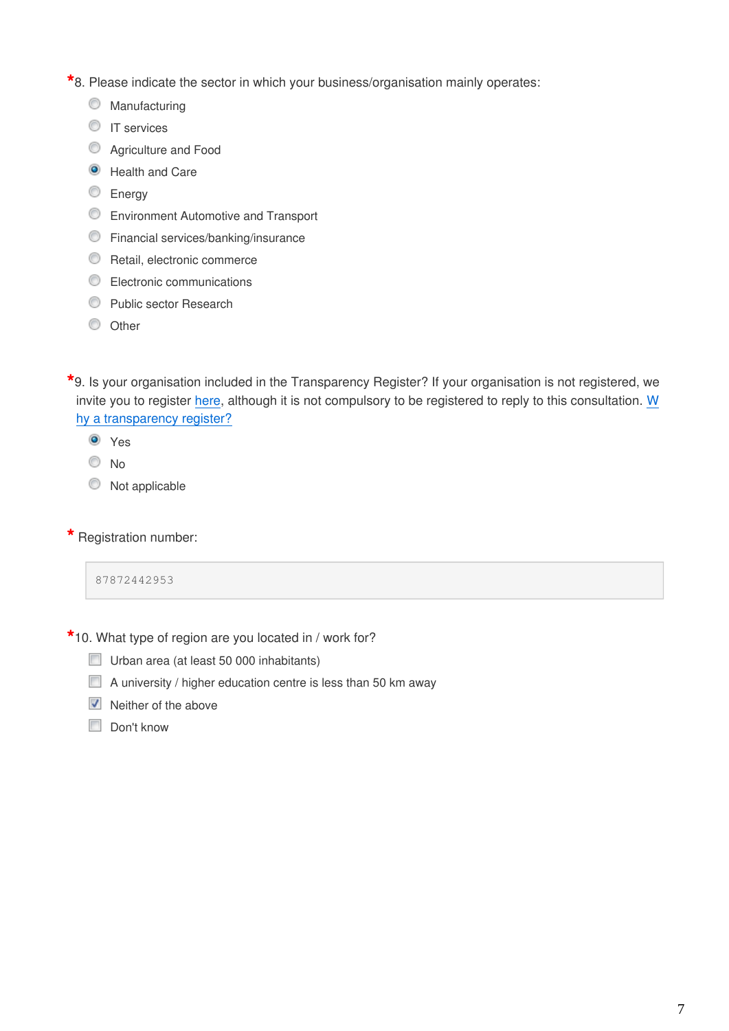*8. Please indicate the sector in which your business/organisation mainly operates:

- ( ) Manufacturing
- ( ) IT services
- ( ) Agriculture and Food
- (x) Health and Care
- ( ) Energy
- ( ) Environment Automotive and Transport
- ( ) Financial services/banking/insurance
- ( ) Retail, electronic commerce
- ( ) Electronic communications
- ( ) Public sector Research
- ( ) Other

*9. Is your organisation included in the Transparency Register? If your organisation is not registered, we invite you to register here, although it is not compulsory to be registered to reply to this consultation. Why a transparency register?

- (x) Yes
- ( ) No
- ( ) Not applicable

* Registration number:

87872442953

*10. What type of region are you located in / work for?

- [ ] Urban area (at least 50 000 inhabitants)
- [ ] A university / higher education centre is less than 50 km away
- [x] Neither of the above
- [ ] Don't know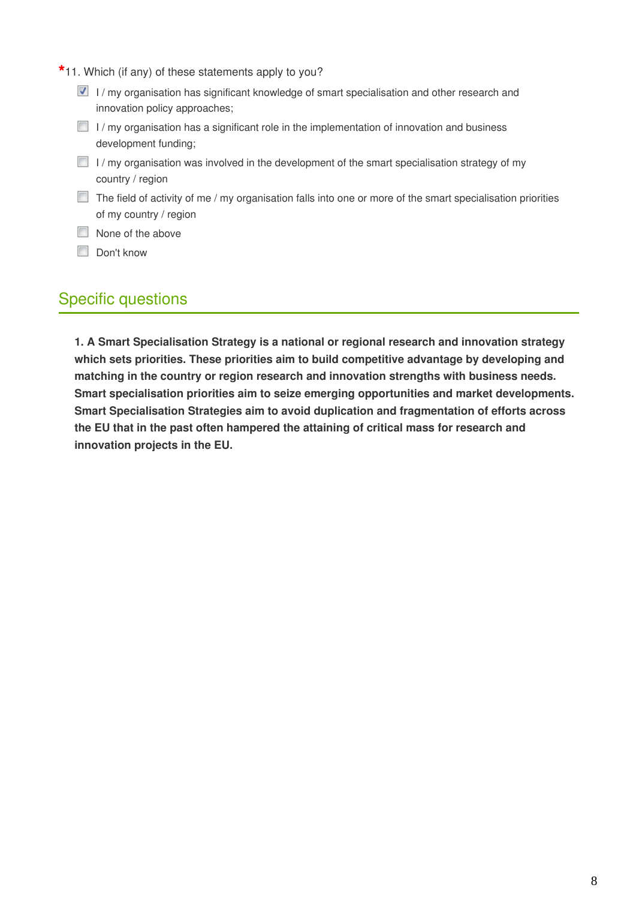*11. Which (if any) of these statements apply to you?

- [x] I / my organisation has significant knowledge of smart specialisation and other research and innovation policy approaches;
- [ ] I / my organisation has a significant role in the implementation of innovation and business development funding;
- [ ] I / my organisation was involved in the development of the smart specialisation strategy of my country / region
- [ ] The field of activity of me / my organisation falls into one or more of the smart specialisation priorities of my country / region
- [ ] None of the above
- [ ] Don't know

## Specific questions

**1. A Smart Specialisation Strategy is a national or regional research and innovation strategy which sets priorities. These priorities aim to build competitive advantage by developing and matching in the country or region research and innovation strengths with business needs. Smart specialisation priorities aim to seize emerging opportunities and market developments. Smart Specialisation Strategies aim to avoid duplication and fragmentation of efforts across the EU that in the past often hampered the attaining of critical mass for research and innovation projects in the EU.**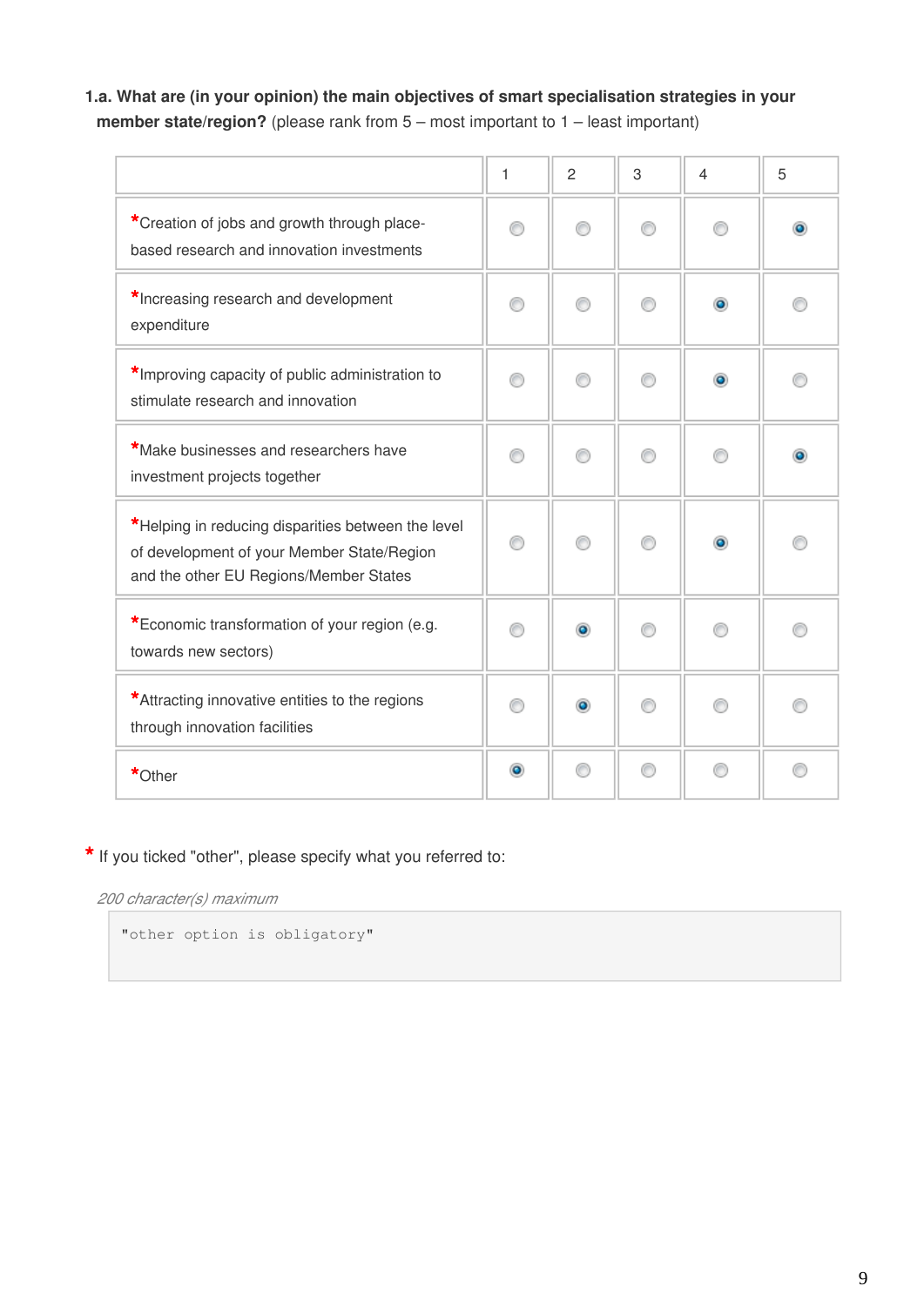**1.a. What are (in your opinion) the main objectives of smart specialisation strategies in your member state/region?** (please rank from 5 – most important to 1 – least important)

| | 1 | 2 | 3 | 4 | 5 |
|---|---|---|---|---|---|
| *Creation of jobs and growth through place-based research and innovation investments | | | | | ◉ |
| *Increasing research and development expenditure | | | | ◉ | |
| *Improving capacity of public administration to stimulate research and innovation | | | | ◉ | |
| *Make businesses and researchers have investment projects together | | | | | ◉ |
| *Helping in reducing disparities between the level of development of your Member State/Region and the other EU Regions/Member States | | | | ◉ | |
| *Economic transformation of your region (e.g. towards new sectors) | | ◉ | | | |
| *Attracting innovative entities to the regions through innovation facilities | | ◉ | | | |
| *Other | ◉ | | | | |

* If you ticked "other", please specify what you referred to:

*200 character(s) maximum*

```
"other option is obligatory"
```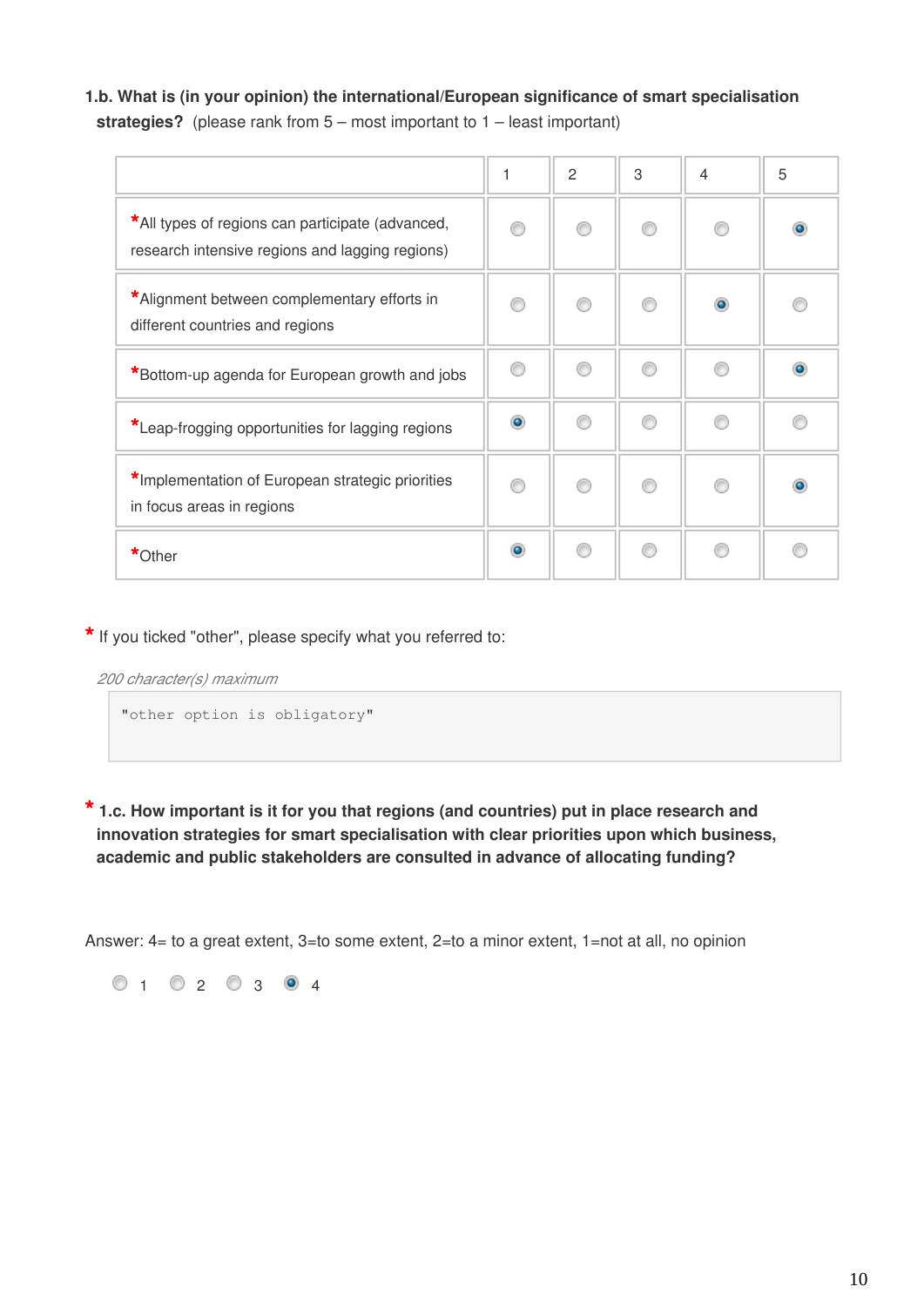**1.b. What is (in your opinion) the international/European significance of smart specialisation strategies?** (please rank from 5 – most important to 1 – least important)

| | 1 | 2 | 3 | 4 | 5 |
|---|---|---|---|---|---|
| *All types of regions can participate (advanced, research intensive regions and lagging regions) | | | | | ● |
| *Alignment between complementary efforts in different countries and regions | | | | ● | |
| *Bottom-up agenda for European growth and jobs | | | | | ● |
| *Leap-frogging opportunities for lagging regions | ● | | | | |
| *Implementation of European strategic priorities in focus areas in regions | | | | | ● |
| *Other | ● | | | | |

* If you ticked "other", please specify what you referred to:

*200 character(s) maximum*

```
"other option is obligatory"
```

* **1.c. How important is it for you that regions (and countries) put in place research and innovation strategies for smart specialisation with clear priorities upon which business, academic and public stakeholders are consulted in advance of allocating funding?**

Answer: 4= to a great extent, 3=to some extent, 2=to a minor extent, 1=not at all, no opinion

○ 1 ○ 2 ○ 3 ● 4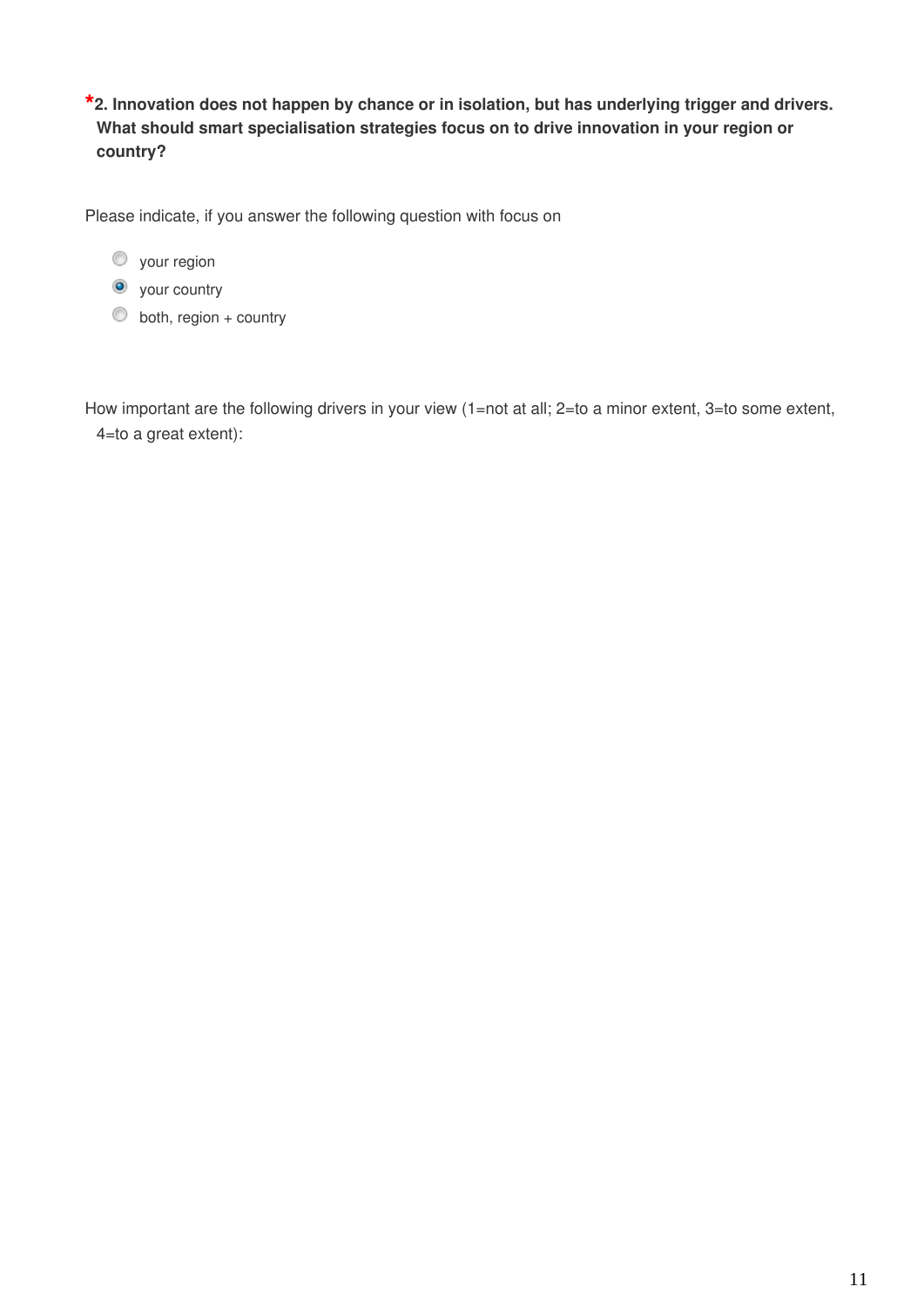**\*2. Innovation does not happen by chance or in isolation, but has underlying trigger and drivers. What should smart specialisation strategies focus on to drive innovation in your region or country?**

Please indicate, if you answer the following question with focus on

- ( ) your region
- (•) your country
- ( ) both, region + country

How important are the following drivers in your view (1=not at all; 2=to a minor extent, 3=to some extent, 4=to a great extent):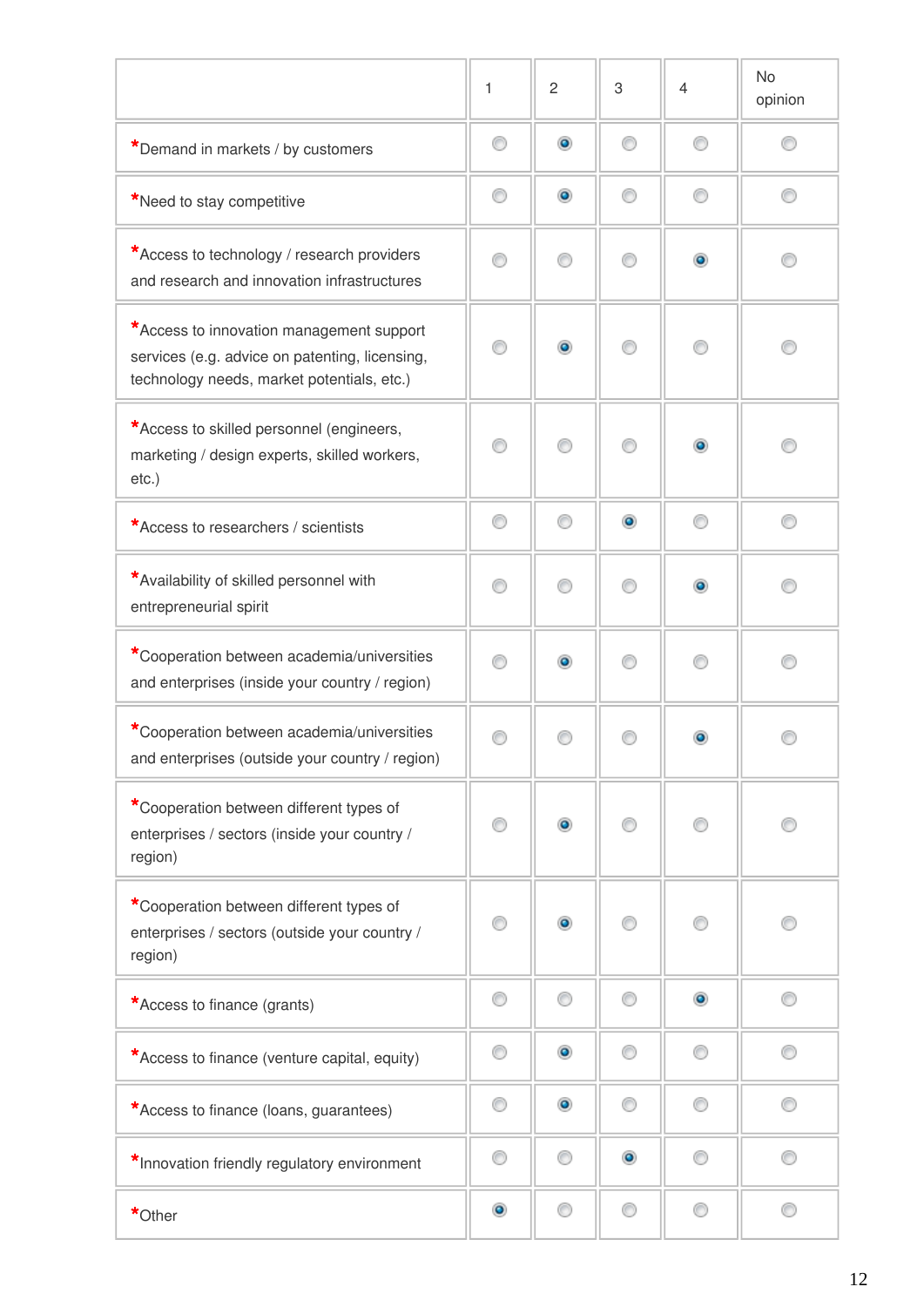| | 1 | 2 | 3 | 4 | No opinion |
|---|---|---|---|---|---|
| *Demand in markets / by customers | ○ | ● | ○ | ○ | ○ |
| *Need to stay competitive | ○ | ● | ○ | ○ | ○ |
| *Access to technology / research providers and research and innovation infrastructures | ○ | ○ | ○ | ● | ○ |
| *Access to innovation management support services (e.g. advice on patenting, licensing, technology needs, market potentials, etc.) | ○ | ● | ○ | ○ | ○ |
| *Access to skilled personnel (engineers, marketing / design experts, skilled workers, etc.) | ○ | ○ | ○ | ● | ○ |
| *Access to researchers / scientists | ○ | ○ | ● | ○ | ○ |
| *Availability of skilled personnel with entrepreneurial spirit | ○ | ○ | ○ | ● | ○ |
| *Cooperation between academia/universities and enterprises (inside your country / region) | ○ | ● | ○ | ○ | ○ |
| *Cooperation between academia/universities and enterprises (outside your country / region) | ○ | ○ | ○ | ● | ○ |
| *Cooperation between different types of enterprises / sectors (inside your country / region) | ○ | ● | ○ | ○ | ○ |
| *Cooperation between different types of enterprises / sectors (outside your country / region) | ○ | ● | ○ | ○ | ○ |
| *Access to finance (grants) | ○ | ○ | ○ | ● | ○ |
| *Access to finance (venture capital, equity) | ○ | ● | ○ | ○ | ○ |
| *Access to finance (loans, guarantees) | ○ | ● | ○ | ○ | ○ |
| *Innovation friendly regulatory environment | ○ | ○ | ● | ○ | ○ |
| *Other | ● | ○ | ○ | ○ | ○ |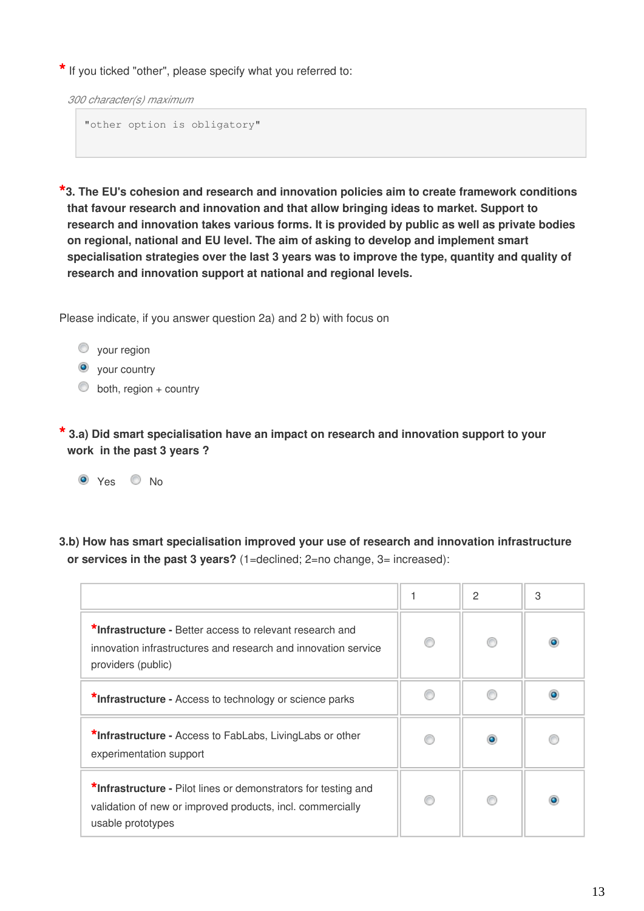\* If you ticked "other", please specify what you referred to:

*300 character(s) maximum*

```
"other option is obligatory"
```

**\*3. The EU's cohesion and research and innovation policies aim to create framework conditions that favour research and innovation and that allow bringing ideas to market. Support to research and innovation takes various forms. It is provided by public as well as private bodies on regional, national and EU level. The aim of asking to develop and implement smart specialisation strategies over the last 3 years was to improve the type, quantity and quality of research and innovation support at national and regional levels.**

Please indicate, if you answer question 2a) and 2 b) with focus on

- ○ your region
- ◉ your country
- ○ both, region + country

**\* 3.a) Did smart specialisation have an impact on research and innovation support to your work in the past 3 years ?**

◉ Yes ○ No

**3.b) How has smart specialisation improved your use of research and innovation infrastructure or services in the past 3 years?** (1=declined; 2=no change, 3= increased):

| | 1 | 2 | 3 |
|---|---|---|---|
| \***Infrastructure -** Better access to relevant research and innovation infrastructures and research and innovation service providers (public) | ○ | ○ | ◉ |
| \***Infrastructure -** Access to technology or science parks | ○ | ○ | ◉ |
| \***Infrastructure -** Access to FabLabs, LivingLabs or other experimentation support | ○ | ◉ | ○ |
| \***Infrastructure -** Pilot lines or demonstrators for testing and validation of new or improved products, incl. commercially usable prototypes | ○ | ○ | ◉ |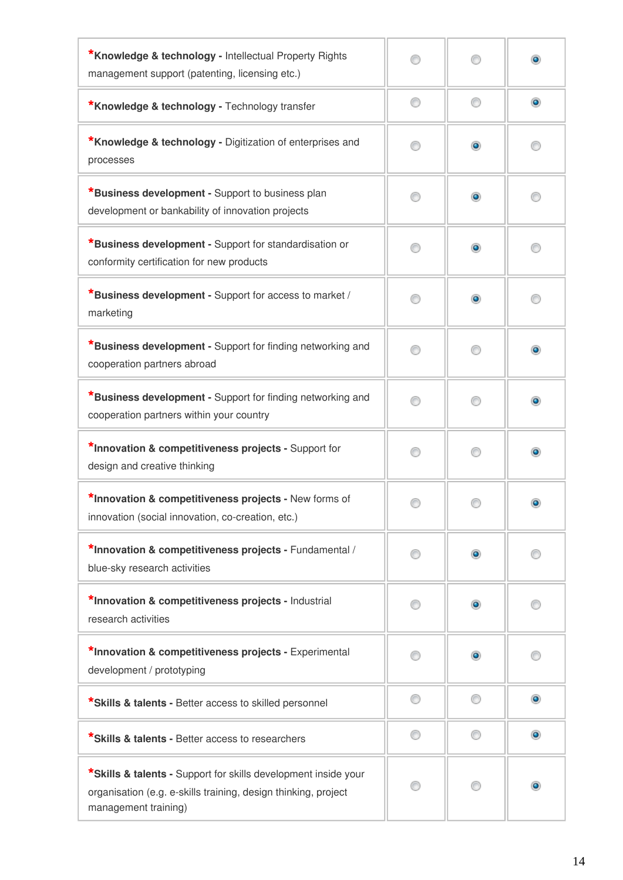| | | | |
|---|---|---|---|
| ***Knowledge & technology** - Intellectual Property Rights management support (patenting, licensing etc.) | ○ | ○ | ● |
| ***Knowledge & technology** - Technology transfer | ○ | ○ | ● |
| ***Knowledge & technology** - Digitization of enterprises and processes | ○ | ● | ○ |
| ***Business development** - Support to business plan development or bankability of innovation projects | ○ | ● | ○ |
| ***Business development** - Support for standardisation or conformity certification for new products | ○ | ● | ○ |
| ***Business development** - Support for access to market / marketing | ○ | ● | ○ |
| ***Business development** - Support for finding networking and cooperation partners abroad | ○ | ○ | ● |
| ***Business development** - Support for finding networking and cooperation partners within your country | ○ | ○ | ● |
| ***Innovation & competitiveness projects** - Support for design and creative thinking | ○ | ○ | ● |
| ***Innovation & competitiveness projects** - New forms of innovation (social innovation, co-creation, etc.) | ○ | ○ | ● |
| ***Innovation & competitiveness projects** - Fundamental / blue-sky research activities | ○ | ● | ○ |
| ***Innovation & competitiveness projects** - Industrial research activities | ○ | ● | ○ |
| ***Innovation & competitiveness projects** - Experimental development / prototyping | ○ | ● | ○ |
| ***Skills & talents** - Better access to skilled personnel | ○ | ○ | ● |
| ***Skills & talents** - Better access to researchers | ○ | ○ | ● |
| ***Skills & talents** - Support for skills development inside your organisation (e.g. e-skills training, design thinking, project management training) | ○ | ○ | ● |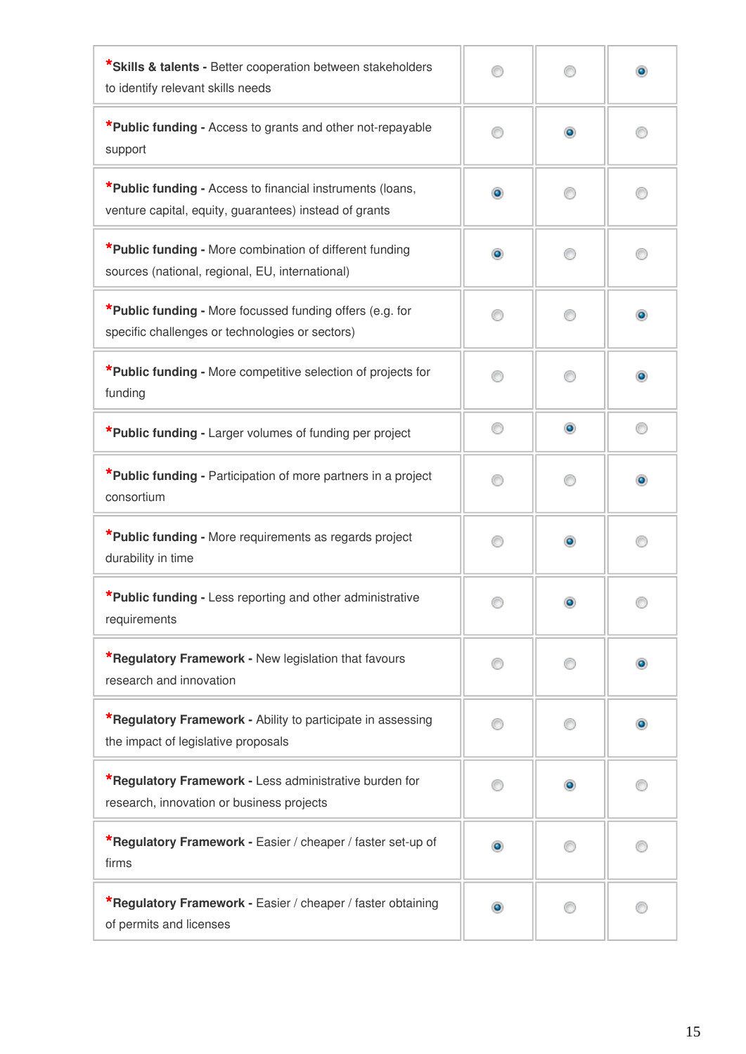| | | | |
|---|---|---|---|
| ***Skills & talents -** Better cooperation between stakeholders to identify relevant skills needs | ○ | ○ | ● |
| ***Public funding -** Access to grants and other not-repayable support | ○ | ● | ○ |
| ***Public funding -** Access to financial instruments (loans, venture capital, equity, guarantees) instead of grants | ● | ○ | ○ |
| ***Public funding -** More combination of different funding sources (national, regional, EU, international) | ● | ○ | ○ |
| ***Public funding -** More focussed funding offers (e.g. for specific challenges or technologies or sectors) | ○ | ○ | ● |
| ***Public funding -** More competitive selection of projects for funding | ○ | ○ | ● |
| ***Public funding -** Larger volumes of funding per project | ○ | ● | ○ |
| ***Public funding -** Participation of more partners in a project consortium | ○ | ○ | ● |
| ***Public funding -** More requirements as regards project durability in time | ○ | ● | ○ |
| ***Public funding -** Less reporting and other administrative requirements | ○ | ● | ○ |
| ***Regulatory Framework -** New legislation that favours research and innovation | ○ | ○ | ● |
| ***Regulatory Framework -** Ability to participate in assessing the impact of legislative proposals | ○ | ○ | ● |
| ***Regulatory Framework -** Less administrative burden for research, innovation or business projects | ○ | ● | ○ |
| ***Regulatory Framework -** Easier / cheaper / faster set-up of firms | ● | ○ | ○ |
| ***Regulatory Framework -** Easier / cheaper / faster obtaining of permits and licenses | ● | ○ | ○ |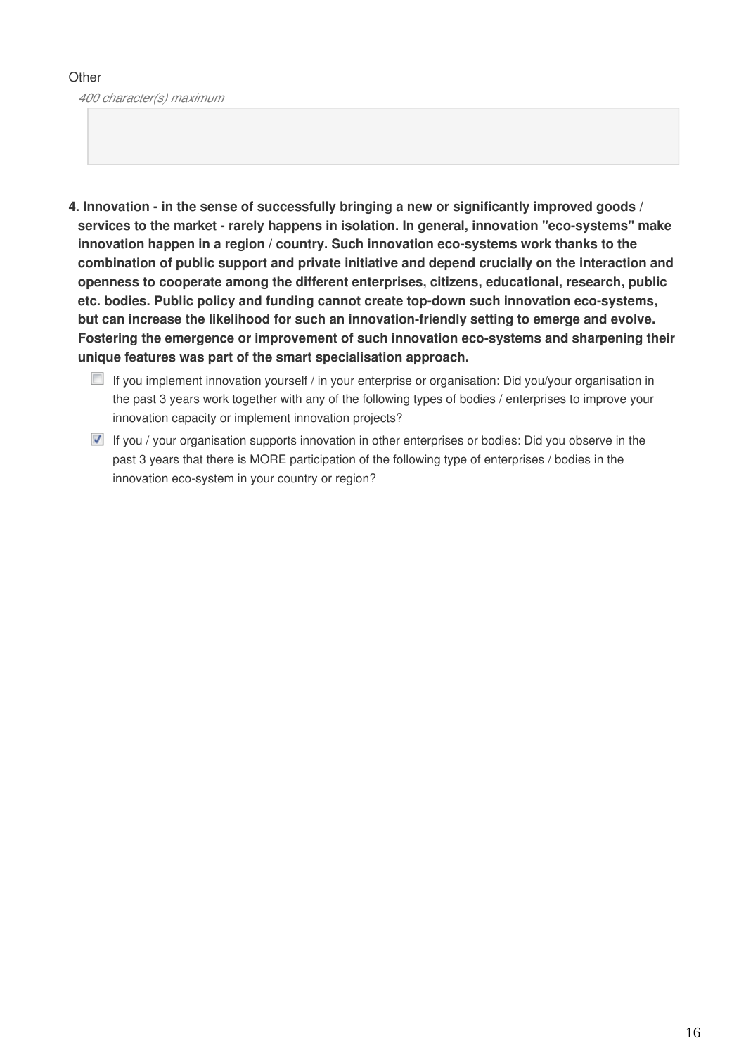Other

*400 character(s) maximum*

**4. Innovation - in the sense of successfully bringing a new or significantly improved goods / services to the market - rarely happens in isolation. In general, innovation "eco-systems" make innovation happen in a region / country. Such innovation eco-systems work thanks to the combination of public support and private initiative and depend crucially on the interaction and openness to cooperate among the different enterprises, citizens, educational, research, public etc. bodies. Public policy and funding cannot create top-down such innovation eco-systems, but can increase the likelihood for such an innovation-friendly setting to emerge and evolve. Fostering the emergence or improvement of such innovation eco-systems and sharpening their unique features was part of the smart specialisation approach.**

- [ ] If you implement innovation yourself / in your enterprise or organisation: Did you/your organisation in the past 3 years work together with any of the following types of bodies / enterprises to improve your innovation capacity or implement innovation projects?
- [x] If you / your organisation supports innovation in other enterprises or bodies: Did you observe in the past 3 years that there is MORE participation of the following type of enterprises / bodies in the innovation eco-system in your country or region?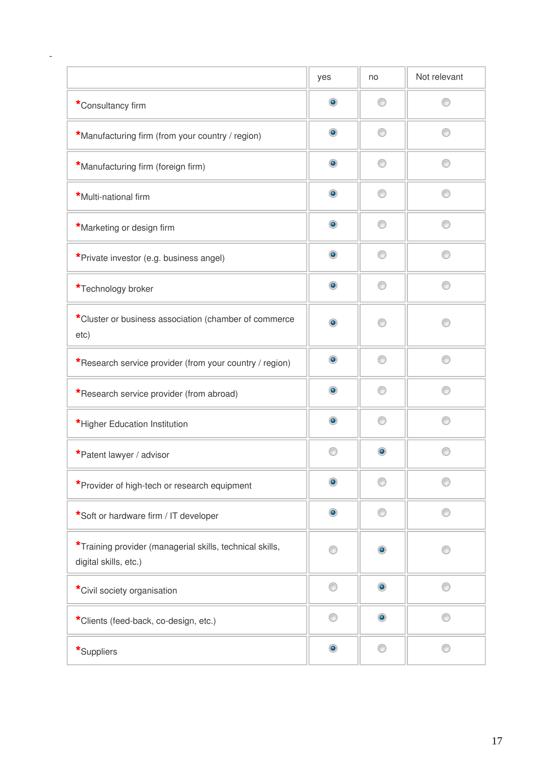-

| | yes | no | Not relevant |
|---|---|---|---|
| *Consultancy firm | ◉ | ○ | ○ |
| *Manufacturing firm (from your country / region) | ◉ | ○ | ○ |
| *Manufacturing firm (foreign firm) | ◉ | ○ | ○ |
| *Multi-national firm | ◉ | ○ | ○ |
| *Marketing or design firm | ◉ | ○ | ○ |
| *Private investor (e.g. business angel) | ◉ | ○ | ○ |
| *Technology broker | ◉ | ○ | ○ |
| *Cluster or business association (chamber of commerce etc) | ◉ | ○ | ○ |
| *Research service provider (from your country / region) | ◉ | ○ | ○ |
| *Research service provider (from abroad) | ◉ | ○ | ○ |
| *Higher Education Institution | ◉ | ○ | ○ |
| *Patent lawyer / advisor | ○ | ◉ | ○ |
| *Provider of high-tech or research equipment | ◉ | ○ | ○ |
| *Soft or hardware firm / IT developer | ◉ | ○ | ○ |
| *Training provider (managerial skills, technical skills, digital skills, etc.) | ○ | ◉ | ○ |
| *Civil society organisation | ○ | ◉ | ○ |
| *Clients (feed-back, co-design, etc.) | ○ | ◉ | ○ |
| *Suppliers | ◉ | ○ | ○ |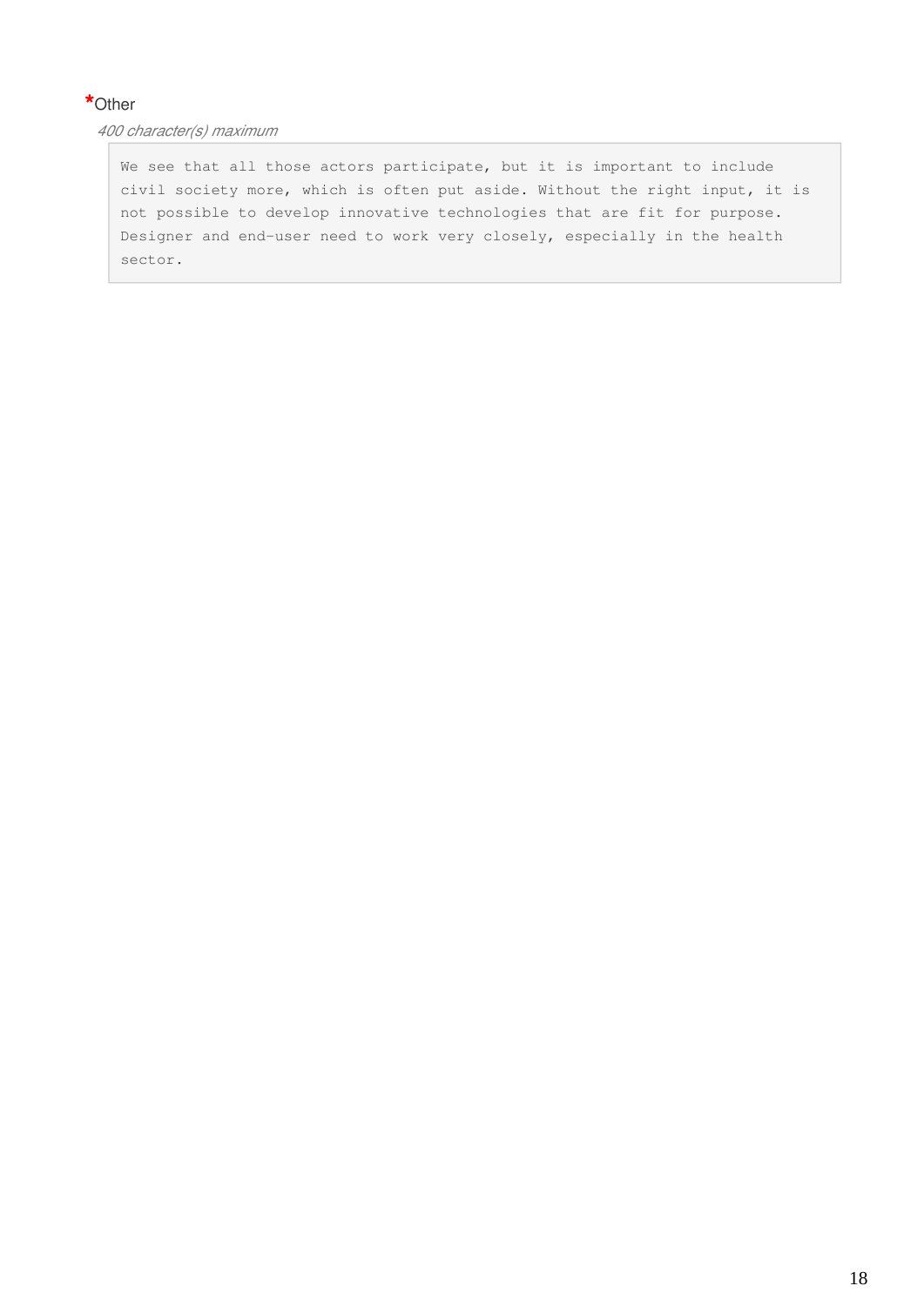*Other

*400 character(s) maximum*

```
We see that all those actors participate, but it is important to include
civil society more, which is often put aside. Without the right input, it is
not possible to develop innovative technologies that are fit for purpose.
Designer and end-user need to work very closely, especially in the health
sector.
```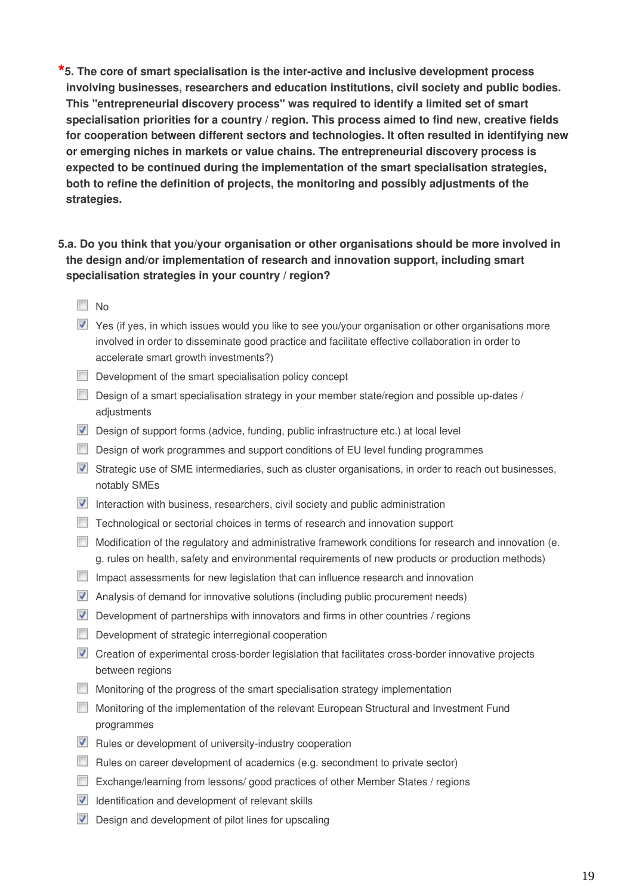**\*5. The core of smart specialisation is the inter-active and inclusive development process involving businesses, researchers and education institutions, civil society and public bodies. This "entrepreneurial discovery process" was required to identify a limited set of smart specialisation priorities for a country / region. This process aimed to find new, creative fields for cooperation between different sectors and technologies. It often resulted in identifying new or emerging niches in markets or value chains. The entrepreneurial discovery process is expected to be continued during the implementation of the smart specialisation strategies, both to refine the definition of projects, the monitoring and possibly adjustments of the strategies.**

**5.a. Do you think that you/your organisation or other organisations should be more involved in the design and/or implementation of research and innovation support, including smart specialisation strategies in your country / region?**

- [ ] No
- [x] Yes (if yes, in which issues would you like to see you/your organisation or other organisations more involved in order to disseminate good practice and facilitate effective collaboration in order to accelerate smart growth investments?)
- [ ] Development of the smart specialisation policy concept
- [ ] Design of a smart specialisation strategy in your member state/region and possible up-dates / adjustments
- [x] Design of support forms (advice, funding, public infrastructure etc.) at local level
- [ ] Design of work programmes and support conditions of EU level funding programmes
- [x] Strategic use of SME intermediaries, such as cluster organisations, in order to reach out businesses, notably SMEs
- [x] Interaction with business, researchers, civil society and public administration
- [ ] Technological or sectorial choices in terms of research and innovation support
- [ ] Modification of the regulatory and administrative framework conditions for research and innovation (e. g. rules on health, safety and environmental requirements of new products or production methods)
- [ ] Impact assessments for new legislation that can influence research and innovation
- [x] Analysis of demand for innovative solutions (including public procurement needs)
- [x] Development of partnerships with innovators and firms in other countries / regions
- [ ] Development of strategic interregional cooperation
- [x] Creation of experimental cross-border legislation that facilitates cross-border innovative projects between regions
- [ ] Monitoring of the progress of the smart specialisation strategy implementation
- [ ] Monitoring of the implementation of the relevant European Structural and Investment Fund programmes
- [x] Rules or development of university-industry cooperation
- [ ] Rules on career development of academics (e.g. secondment to private sector)
- [ ] Exchange/learning from lessons/ good practices of other Member States / regions
- [x] Identification and development of relevant skills
- [x] Design and development of pilot lines for upscaling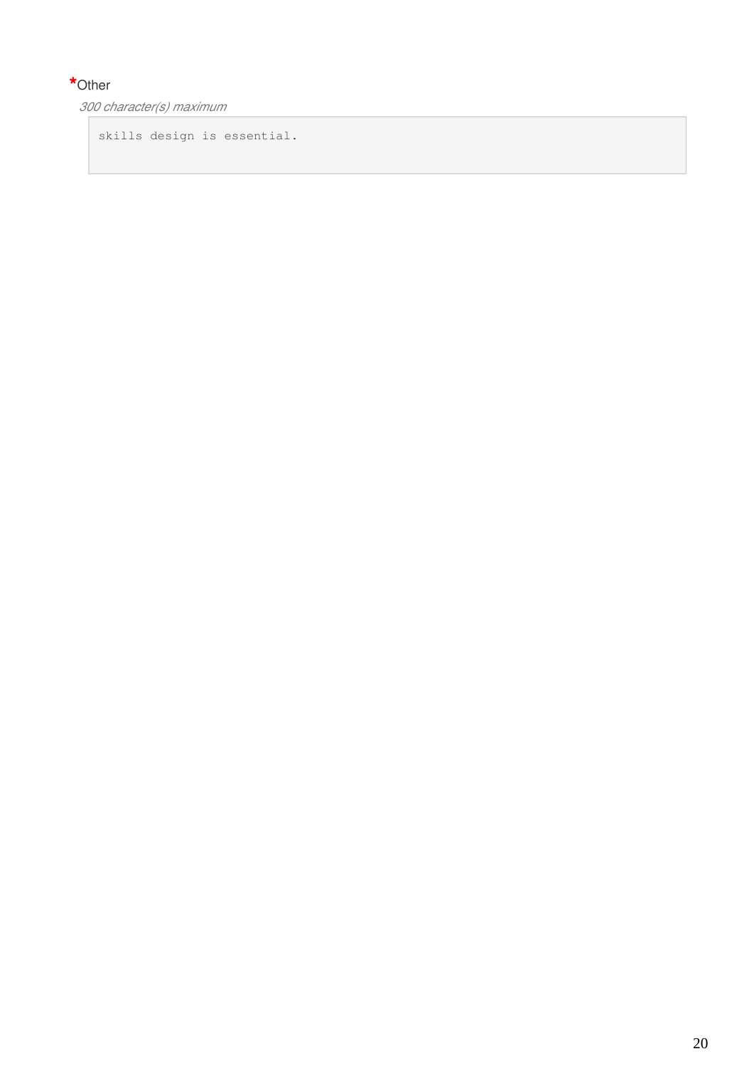*Other

*300 character(s) maximum*

```
skills design is essential.
```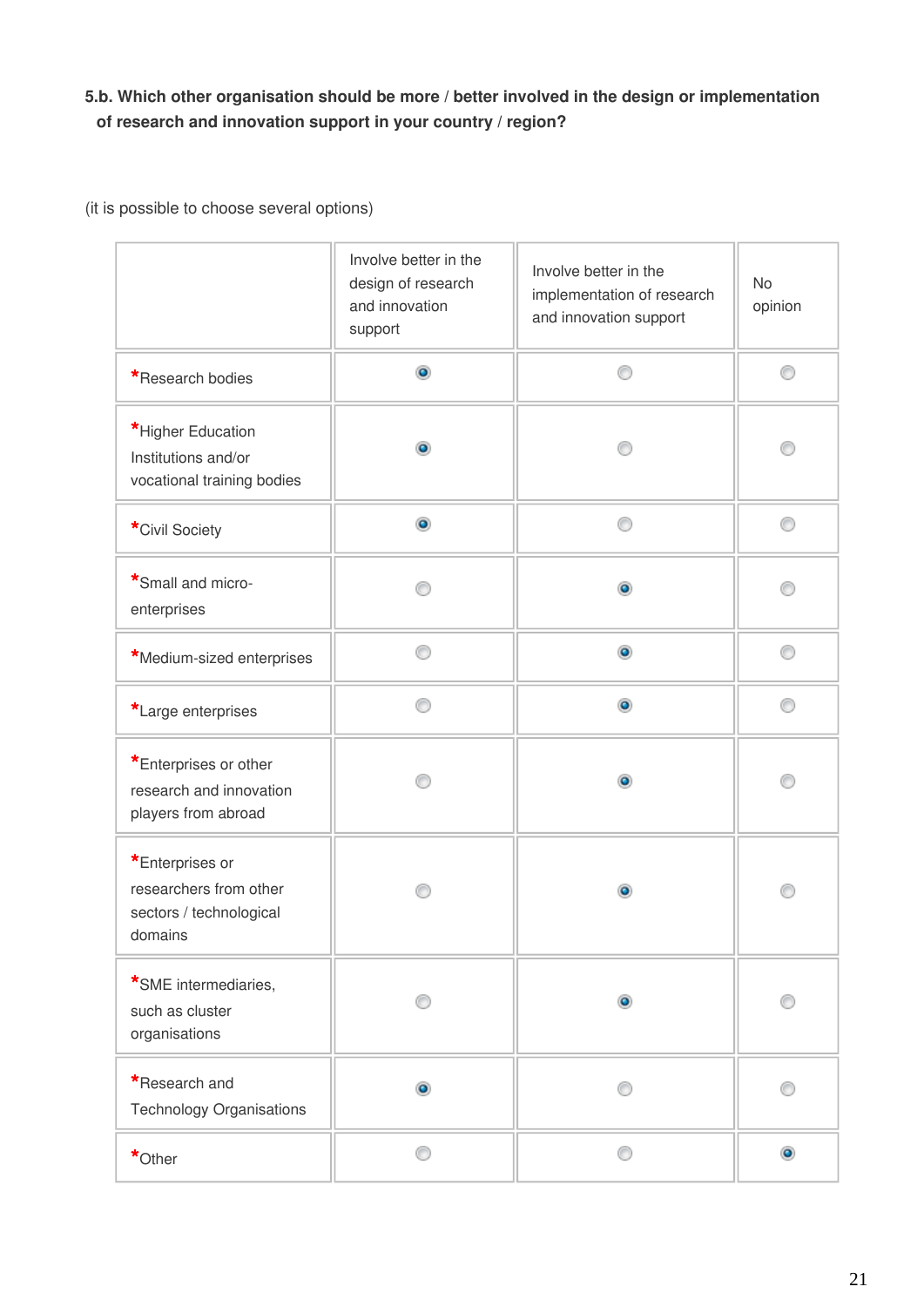**5.b. Which other organisation should be more / better involved in the design or implementation of research and innovation support in your country / region?**

(it is possible to choose several options)

| | Involve better in the design of research and innovation support | Involve better in the implementation of research and innovation support | No opinion |
|---|---|---|---|
| *Research bodies | ● | ○ | ○ |
| *Higher Education Institutions and/or vocational training bodies | ● | ○ | ○ |
| *Civil Society | ● | ○ | ○ |
| *Small and micro-enterprises | ○ | ● | ○ |
| *Medium-sized enterprises | ○ | ● | ○ |
| *Large enterprises | ○ | ● | ○ |
| *Enterprises or other research and innovation players from abroad | ○ | ● | ○ |
| *Enterprises or researchers from other sectors / technological domains | ○ | ● | ○ |
| *SME intermediaries, such as cluster organisations | ○ | ● | ○ |
| *Research and Technology Organisations | ● | ○ | ○ |
| *Other | ○ | ○ | ● |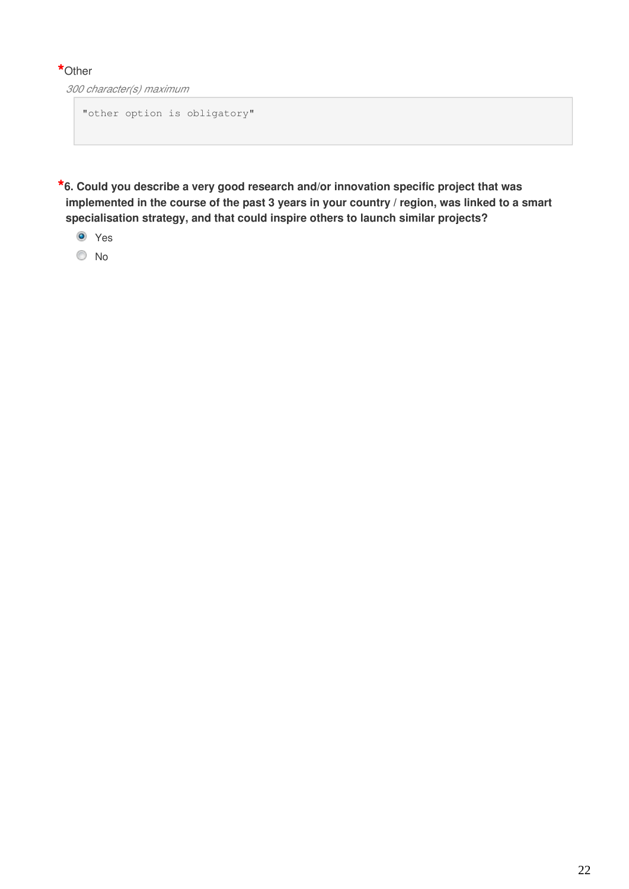*Other

*300 character(s) maximum*

```
"other option is obligatory"
```

***6. Could you describe a very good research and/or innovation specific project that was implemented in the course of the past 3 years in your country / region, was linked to a smart specialisation strategy, and that could inspire others to launch similar projects?**

- (●) Yes
- ( ) No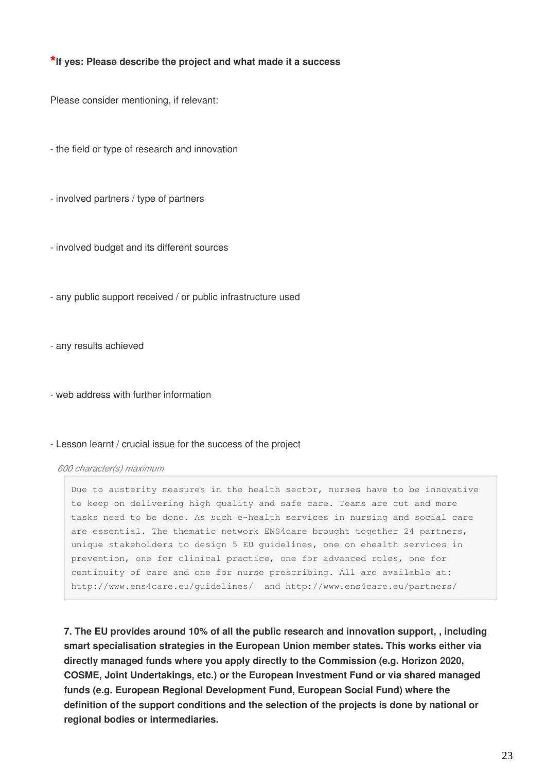**\*If yes: Please describe the project and what made it a success**

Please consider mentioning, if relevant:

- the field or type of research and innovation

- involved partners / type of partners

- involved budget and its different sources

- any public support received / or public infrastructure used

- any results achieved

- web address with further information

- Lesson learnt / crucial issue for the success of the project

*600 character(s) maximum*

```
Due to austerity measures in the health sector, nurses have to be innovative
to keep on delivering high quality and safe care. Teams are cut and more
tasks need to be done. As such e-health services in nursing and social care
are essential. The thematic network ENS4care brought together 24 partners,
unique stakeholders to design 5 EU guidelines, one on ehealth services in
prevention, one for clinical practice, one for advanced roles, one for
continuity of care and one for nurse prescribing. All are available at:
http://www.ens4care.eu/guidelines/  and http://www.ens4care.eu/partners/
```

**7. The EU provides around 10% of all the public research and innovation support, , including smart specialisation strategies in the European Union member states. This works either via directly managed funds where you apply directly to the Commission (e.g. Horizon 2020, COSME, Joint Undertakings, etc.) or the European Investment Fund or via shared managed funds (e.g. European Regional Development Fund, European Social Fund) where the definition of the support conditions and the selection of the projects is done by national or regional bodies or intermediaries.**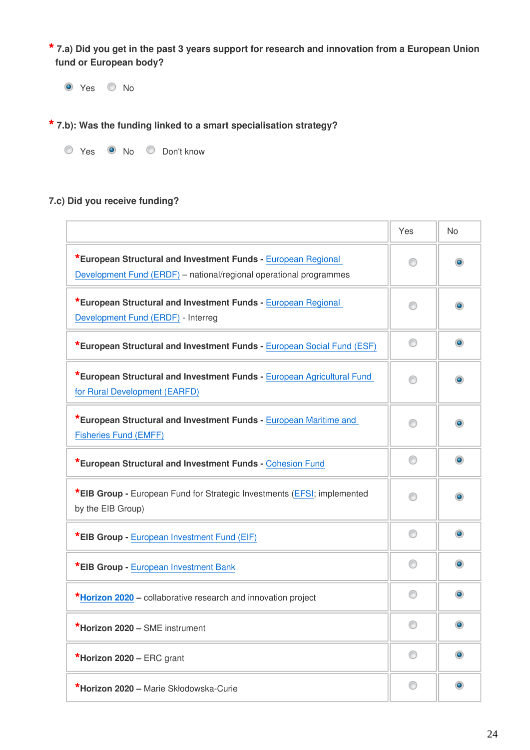**\* 7.a) Did you get in the past 3 years support for research and innovation from a European Union fund or European body?**

(•) Yes ( ) No

**\* 7.b): Was the funding linked to a smart specialisation strategy?**

( ) Yes (•) No ( ) Don't know

**7.c) Did you receive funding?**

| | Yes | No |
|---|---|---|
| **\*European Structural and Investment Funds -** European Regional Development Fund (ERDF) – national/regional operational programmes | ( ) | (•) |
| **\*European Structural and Investment Funds -** European Regional Development Fund (ERDF) - Interreg | ( ) | (•) |
| **\*European Structural and Investment Funds -** European Social Fund (ESF) | ( ) | (•) |
| **\*European Structural and Investment Funds -** European Agricultural Fund for Rural Development (EARFD) | ( ) | (•) |
| **\*European Structural and Investment Funds -** European Maritime and Fisheries Fund (EMFF) | ( ) | (•) |
| **\*European Structural and Investment Funds -** Cohesion Fund | ( ) | (•) |
| **\*EIB Group -** European Fund for Strategic Investments (EFSI; implemented by the EIB Group) | ( ) | (•) |
| **\*EIB Group -** European Investment Fund (EIF) | ( ) | (•) |
| **\*EIB Group -** European Investment Bank | ( ) | (•) |
| **\*Horizon 2020 –** collaborative research and innovation project | ( ) | (•) |
| **\*Horizon 2020 –** SME instrument | ( ) | (•) |
| **\*Horizon 2020 –** ERC grant | ( ) | (•) |
| **\*Horizon 2020 –** Marie Skłodowska-Curie | ( ) | (•) |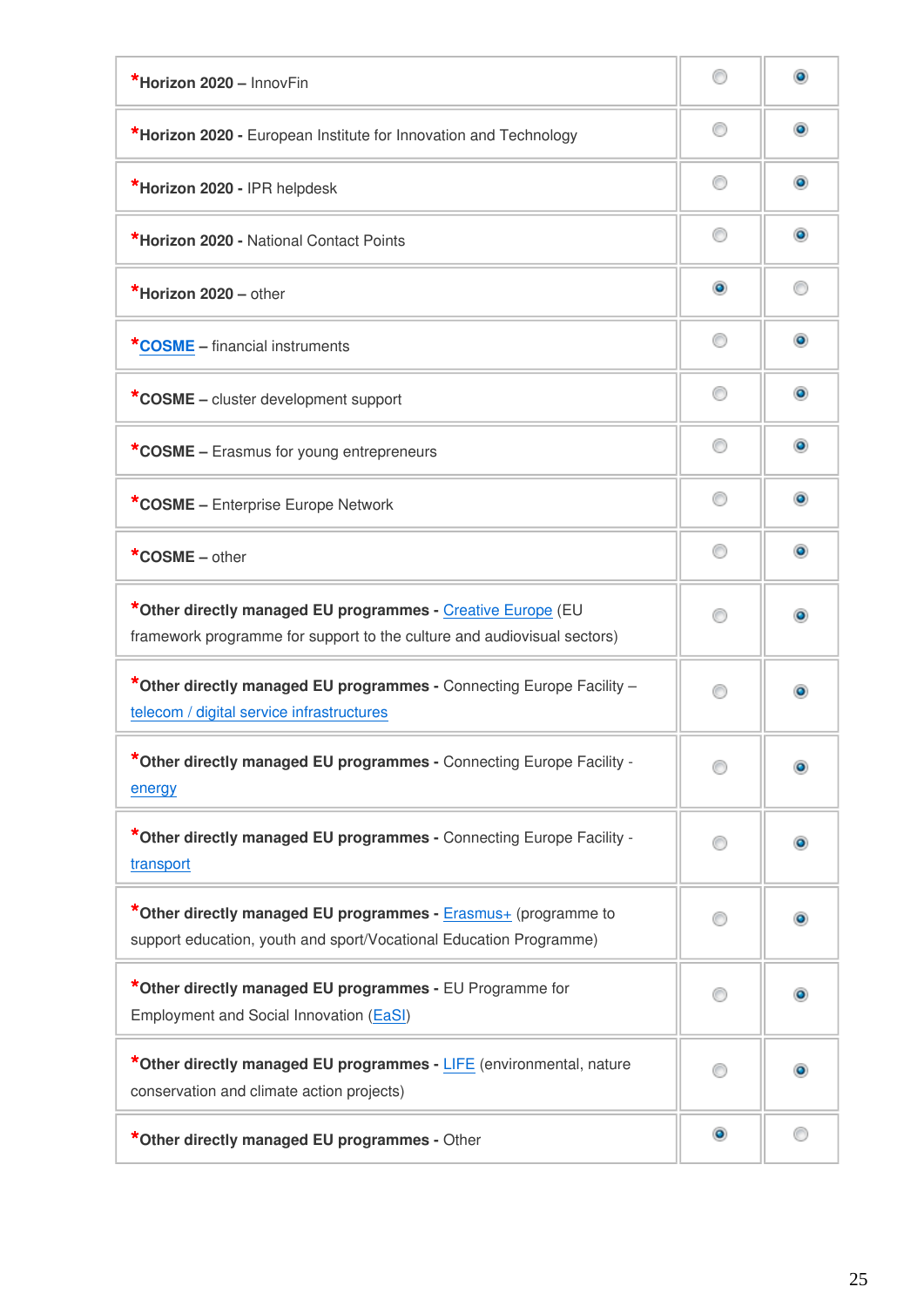| | | |
|---|---|---|
| ***Horizon 2020** – InnovFin | ○ | ◉ |
| ***Horizon 2020 -** European Institute for Innovation and Technology | ○ | ◉ |
| ***Horizon 2020 -** IPR helpdesk | ○ | ◉ |
| ***Horizon 2020 -** National Contact Points | ○ | ◉ |
| ***Horizon 2020** – other | ◉ | ○ |
| ***COSME** – financial instruments | ○ | ◉ |
| ***COSME** – cluster development support | ○ | ◉ |
| ***COSME** – Erasmus for young entrepreneurs | ○ | ◉ |
| ***COSME** – Enterprise Europe Network | ○ | ◉ |
| ***COSME** – other | ○ | ◉ |
| ***Other directly managed EU programmes -** Creative Europe (EU framework programme for support to the culture and audiovisual sectors) | ○ | ◉ |
| ***Other directly managed EU programmes -** Connecting Europe Facility – telecom / digital service infrastructures | ○ | ◉ |
| ***Other directly managed EU programmes -** Connecting Europe Facility - energy | ○ | ◉ |
| ***Other directly managed EU programmes -** Connecting Europe Facility - transport | ○ | ◉ |
| ***Other directly managed EU programmes -** Erasmus+ (programme to support education, youth and sport/Vocational Education Programme) | ○ | ◉ |
| ***Other directly managed EU programmes -** EU Programme for Employment and Social Innovation (EaSI) | ○ | ◉ |
| ***Other directly managed EU programmes -** LIFE (environmental, nature conservation and climate action projects) | ○ | ◉ |
| ***Other directly managed EU programmes -** Other | ◉ | ○ |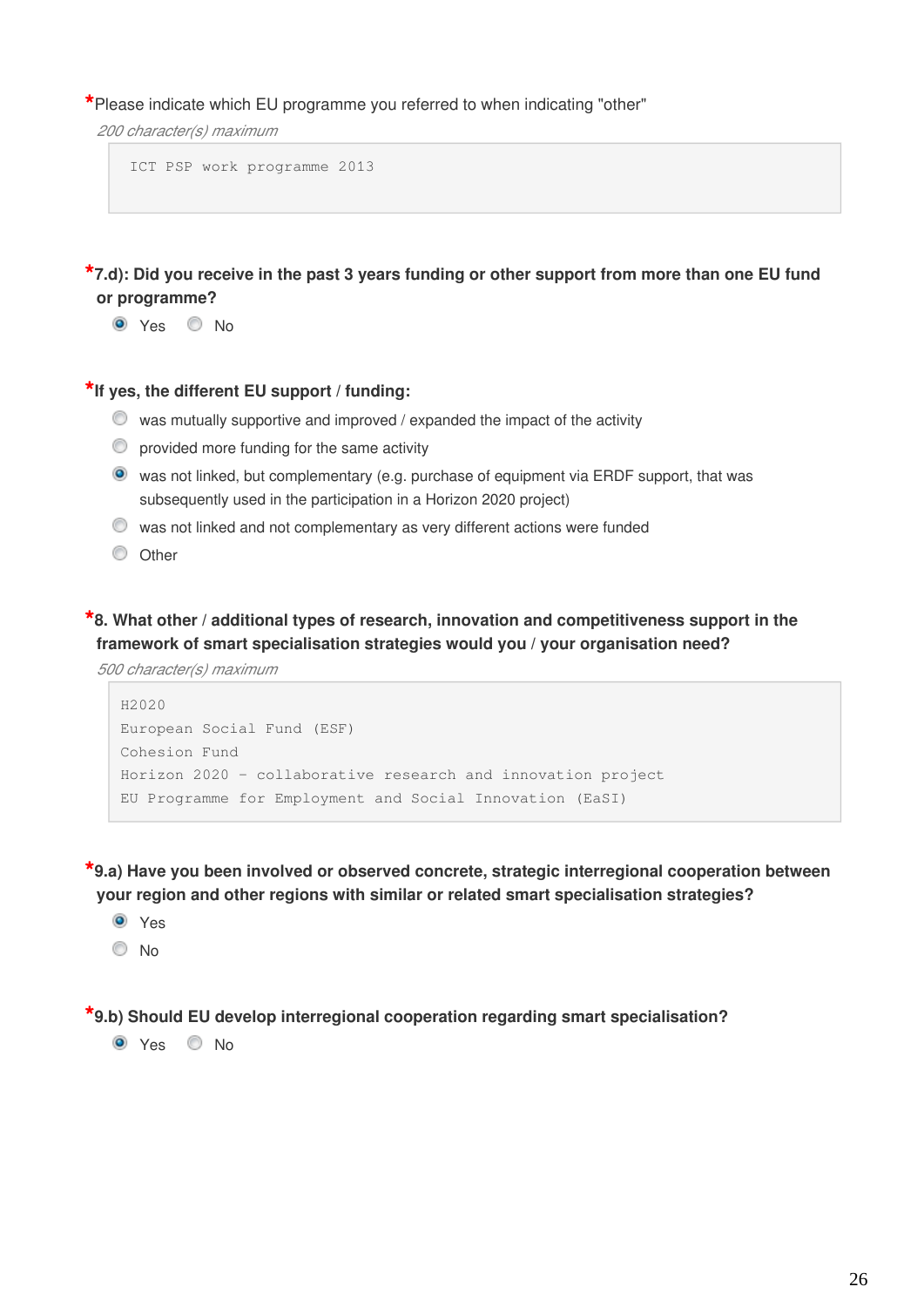*Please indicate which EU programme you referred to when indicating "other"

*200 character(s) maximum*

```
ICT PSP work programme 2013
```

**\*7.d): Did you receive in the past 3 years funding or other support from more than one EU fund or programme?**

- (●) Yes
- ( ) No

**\*If yes, the different EU support / funding:**

- ( ) was mutually supportive and improved / expanded the impact of the activity
- ( ) provided more funding for the same activity
- (●) was not linked, but complementary (e.g. purchase of equipment via ERDF support, that was subsequently used in the participation in a Horizon 2020 project)
- ( ) was not linked and not complementary as very different actions were funded
- ( ) Other

**\*8. What other / additional types of research, innovation and competitiveness support in the framework of smart specialisation strategies would you / your organisation need?**

*500 character(s) maximum*

```
H2020
European Social Fund (ESF)
Cohesion Fund
Horizon 2020 - collaborative research and innovation project
EU Programme for Employment and Social Innovation (EaSI)
```

**\*9.a) Have you been involved or observed concrete, strategic interregional cooperation between your region and other regions with similar or related smart specialisation strategies?**

- (●) Yes
- ( ) No

**\*9.b) Should EU develop interregional cooperation regarding smart specialisation?**

- (●) Yes
- ( ) No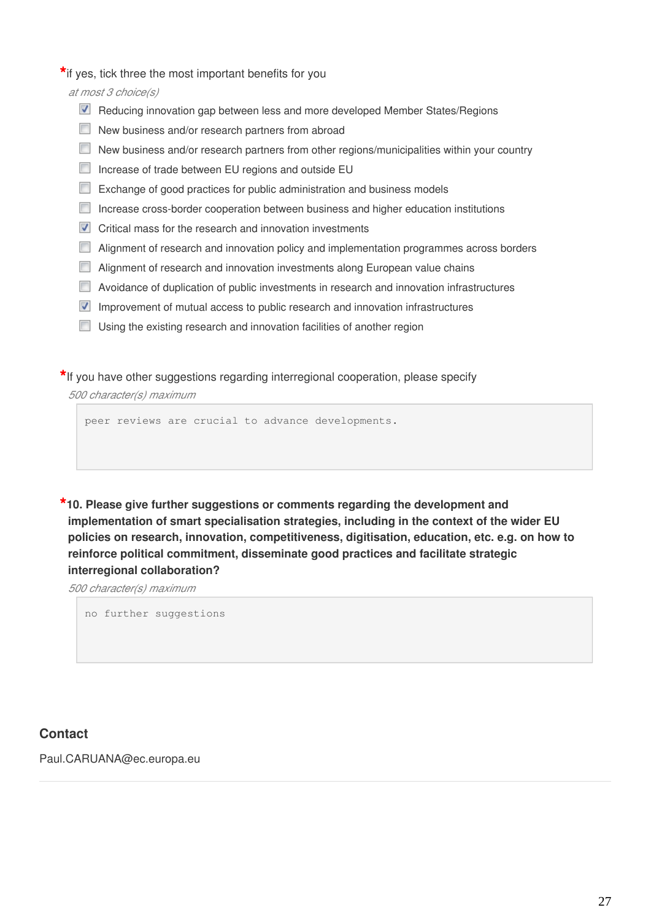*if yes, tick three the most important benefits for you

*at most 3 choice(s)*

- [x] Reducing innovation gap between less and more developed Member States/Regions
- [ ] New business and/or research partners from abroad
- [ ] New business and/or research partners from other regions/municipalities within your country
- [ ] Increase of trade between EU regions and outside EU
- [ ] Exchange of good practices for public administration and business models
- [ ] Increase cross-border cooperation between business and higher education institutions
- [x] Critical mass for the research and innovation investments
- [ ] Alignment of research and innovation policy and implementation programmes across borders
- [ ] Alignment of research and innovation investments along European value chains
- [ ] Avoidance of duplication of public investments in research and innovation infrastructures
- [x] Improvement of mutual access to public research and innovation infrastructures
- [ ] Using the existing research and innovation facilities of another region

*If you have other suggestions regarding interregional cooperation, please specify

*500 character(s) maximum*

```
peer reviews are crucial to advance developments.
```

***10. Please give further suggestions or comments regarding the development and implementation of smart specialisation strategies, including in the context of the wider EU policies on research, innovation, competitiveness, digitisation, education, etc. e.g. on how to reinforce political commitment, disseminate good practices and facilitate strategic interregional collaboration?**

*500 character(s) maximum*

```
no further suggestions
```

## Contact

Paul.CARUANA@ec.europa.eu